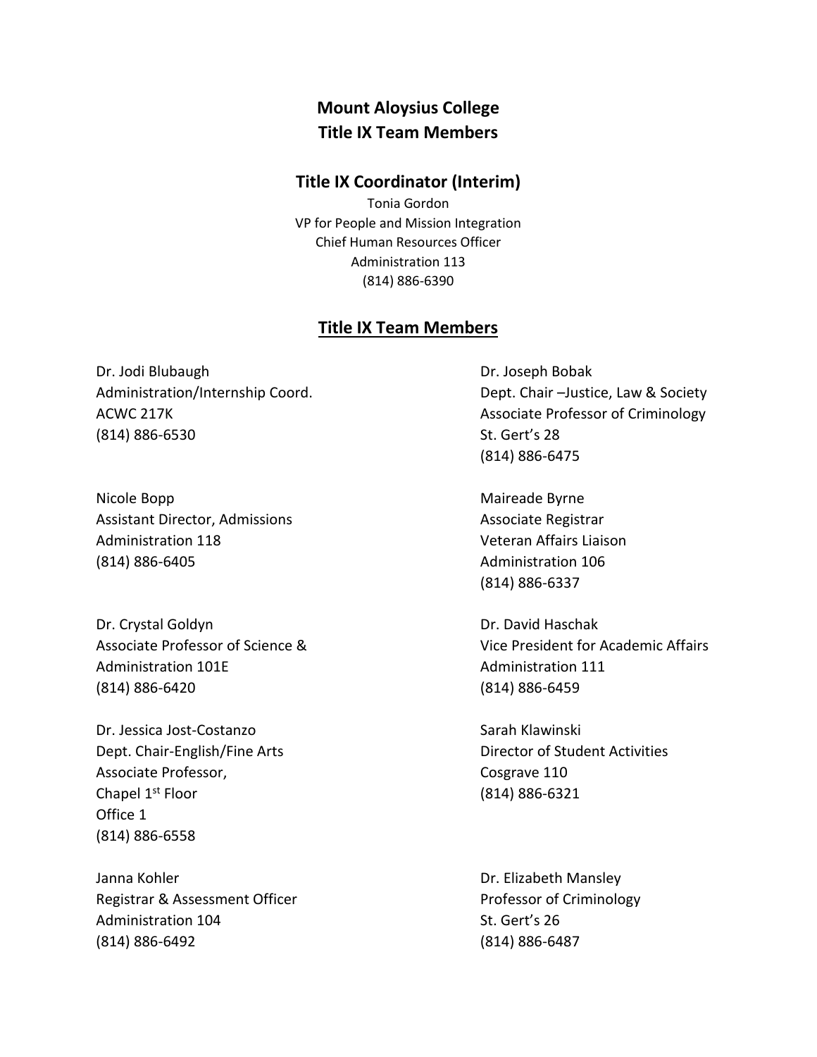# Mount Aloysius College
# Title IX Team Members

## Title IX Coordinator (Interim)

Tonia Gordon
VP for People and Mission Integration
Chief Human Resources Officer
Administration 113
(814) 886-6390

## Title IX Team Members

Dr. Jodi Blubaugh
Administration/Internship Coord.
ACWC 217K
(814) 886-6530

Dr. Joseph Bobak
Dept. Chair –Justice, Law & Society
Associate Professor of Criminology
St. Gert's 28
(814) 886-6475

Nicole Bopp
Assistant Director, Admissions
Administration 118
(814) 886-6405

Maireade Byrne
Associate Registrar
Veteran Affairs Liaison
Administration 106
(814) 886-6337

Dr. Crystal Goldyn
Associate Professor of Science &
Administration 101E
(814) 886-6420

Dr. David Haschak
Vice President for Academic Affairs
Administration 111
(814) 886-6459

Dr. Jessica Jost-Costanzo
Dept. Chair-English/Fine Arts
Associate Professor,
Chapel 1st Floor
Office 1
(814) 886-6558

Sarah Klawinski
Director of Student Activities
Cosgrave 110
(814) 886-6321

Janna Kohler
Registrar & Assessment Officer
Administration 104
(814) 886-6492

Dr. Elizabeth Mansley
Professor of Criminology
St. Gert's 26
(814) 886-6487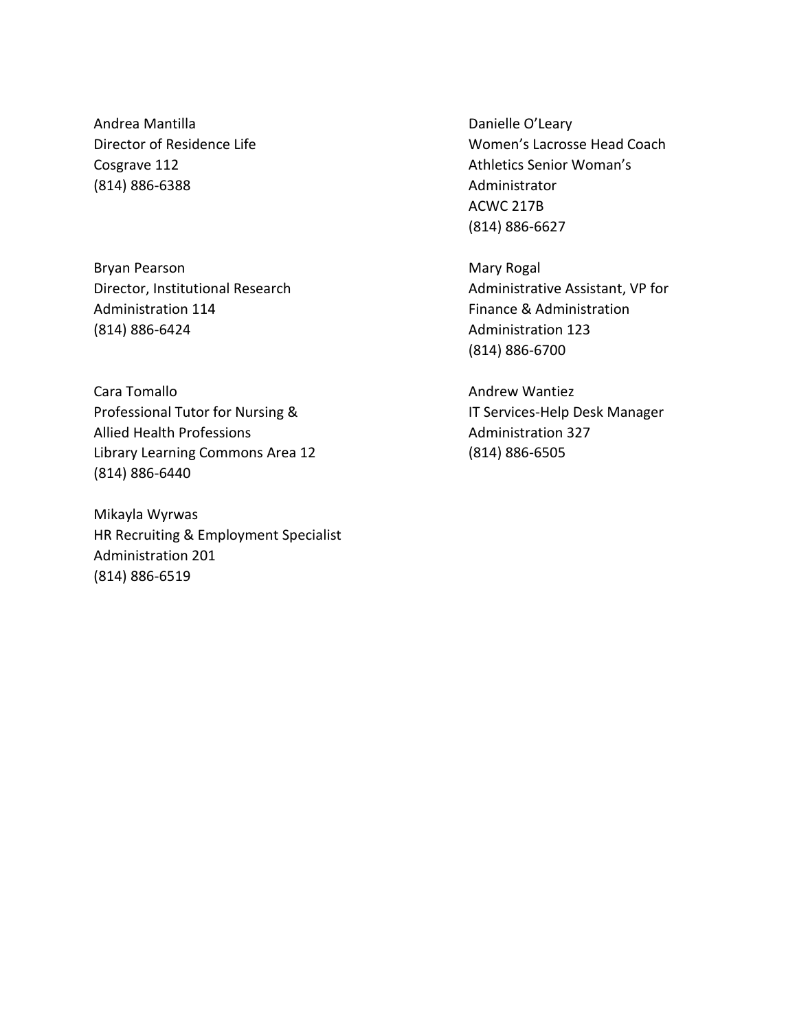Andrea Mantilla
Director of Residence Life
Cosgrave 112
(814) 886-6388

Bryan Pearson
Director, Institutional Research
Administration 114
(814) 886-6424

Cara Tomallo
Professional Tutor for Nursing &
Allied Health Professions
Library Learning Commons Area 12
(814) 886-6440

Mikayla Wyrwas
HR Recruiting & Employment Specialist
Administration 201
(814) 886-6519

Danielle O'Leary
Women's Lacrosse Head Coach
Athletics Senior Woman's
Administrator
ACWC 217B
(814) 886-6627

Mary Rogal
Administrative Assistant, VP for
Finance & Administration
Administration 123
(814) 886-6700

Andrew Wantiez
IT Services-Help Desk Manager
Administration 327
(814) 886-6505